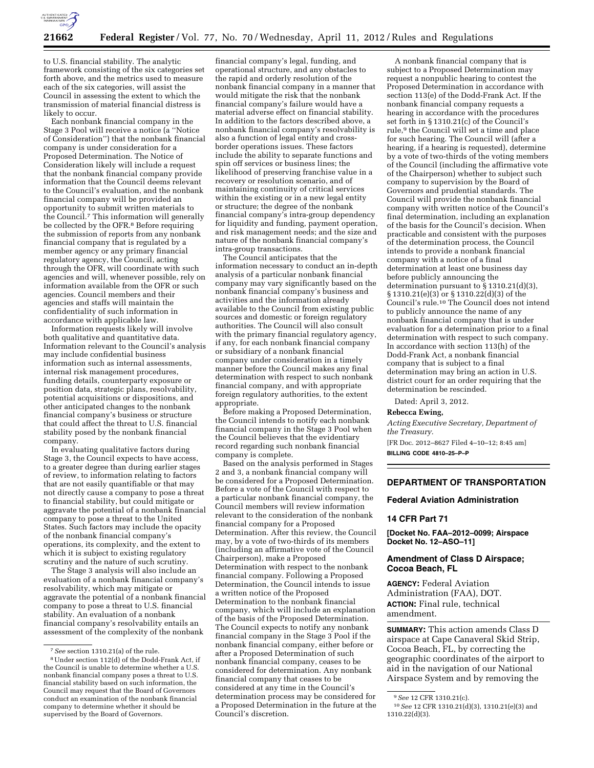to U.S. financial stability. The analytic framework consisting of the six categories set forth above, and the metrics used to measure each of the six categories, will assist the Council in assessing the extent to which the transmission of material financial distress is likely to occur.

Each nonbank financial company in the Stage 3 Pool will receive a notice (a ''Notice of Consideration'') that the nonbank financial company is under consideration for a Proposed Determination. The Notice of Consideration likely will include a request that the nonbank financial company provide information that the Council deems relevant to the Council's evaluation, and the nonbank financial company will be provided an opportunity to submit written materials to the Council.[7] This information will generally be collected by the OFR.[8] Before requiring the submission of reports from any nonbank financial company that is regulated by a member agency or any primary financial regulatory agency, the Council, acting through the OFR, will coordinate with such agencies and will, whenever possible, rely on information available from the OFR or such agencies. Council members and their agencies and staffs will maintain the confidentiality of such information in accordance with applicable law.

Information requests likely will involve both qualitative and quantitative data. Information relevant to the Council's analysis may include confidential business information such as internal assessments, internal risk management procedures, funding details, counterparty exposure or position data, strategic plans, resolvability, potential acquisitions or dispositions, and other anticipated changes to the nonbank financial company's business or structure that could affect the threat to U.S. financial stability posed by the nonbank financial company.

In evaluating qualitative factors during Stage 3, the Council expects to have access, to a greater degree than during earlier stages of review, to information relating to factors that are not easily quantifiable or that may not directly cause a company to pose a threat to financial stability, but could mitigate or aggravate the potential of a nonbank financial company to pose a threat to the United States. Such factors may include the opacity of the nonbank financial company's operations, its complexity, and the extent to which it is subject to existing regulatory scrutiny and the nature of such scrutiny.

The Stage 3 analysis will also include an evaluation of a nonbank financial company's resolvability, which may mitigate or aggravate the potential of a nonbank financial company to pose a threat to U.S. financial stability. An evaluation of a nonbank financial company's resolvability entails an assessment of the complexity of the nonbank financial company's legal, funding, and operational structure, and any obstacles to the rapid and orderly resolution of the nonbank financial company in a manner that would mitigate the risk that the nonbank financial company's failure would have a material adverse effect on financial stability. In addition to the factors described above, a nonbank financial company's resolvability is also a function of legal entity and cross-border operations issues. These factors include the ability to separate functions and spin off services or business lines; the likelihood of preserving franchise value in a recovery or resolution scenario, and of maintaining continuity of critical services within the existing or in a new legal entity or structure; the degree of the nonbank financial company's intra-group dependency for liquidity and funding, payment operation, and risk management needs; and the size and nature of the nonbank financial company's intra-group transactions.

The Council anticipates that the information necessary to conduct an in-depth analysis of a particular nonbank financial company may vary significantly based on the nonbank financial company's business and activities and the information already available to the Council from existing public sources and domestic or foreign regulatory authorities. The Council will also consult with the primary financial regulatory agency, if any, for each nonbank financial company or subsidiary of a nonbank financial company under consideration in a timely manner before the Council makes any final determination with respect to such nonbank financial company, and with appropriate foreign regulatory authorities, to the extent appropriate.

Before making a Proposed Determination, the Council intends to notify each nonbank financial company in the Stage 3 Pool when the Council believes that the evidentiary record regarding such nonbank financial company is complete.

Based on the analysis performed in Stages 2 and 3, a nonbank financial company will be considered for a Proposed Determination. Before a vote of the Council with respect to a particular nonbank financial company, the Council members will review information relevant to the consideration of the nonbank financial company for a Proposed Determination. After this review, the Council may, by a vote of two-thirds of its members (including an affirmative vote of the Council Chairperson), make a Proposed Determination with respect to the nonbank financial company. Following a Proposed Determination, the Council intends to issue a written notice of the Proposed Determination to the nonbank financial company, which will include an explanation of the basis of the Proposed Determination. The Council expects to notify any nonbank financial company in the Stage 3 Pool if the nonbank financial company, either before or after a Proposed Determination of such nonbank financial company, ceases to be considered for determination. Any nonbank financial company that ceases to be considered at any time in the Council's determination process may be considered for a Proposed Determination in the future at the Council's discretion.

A nonbank financial company that is subject to a Proposed Determination may request a nonpublic hearing to contest the Proposed Determination in accordance with section 113(e) of the Dodd-Frank Act. If the nonbank financial company requests a hearing in accordance with the procedures set forth in § 1310.21(c) of the Council's rule,[9] the Council will set a time and place for such hearing. The Council will (after a hearing, if a hearing is requested), determine by a vote of two-thirds of the voting members of the Council (including the affirmative vote of the Chairperson) whether to subject such company to supervision by the Board of Governors and prudential standards. The Council will provide the nonbank financial company with written notice of the Council's final determination, including an explanation of the basis for the Council's decision. When practicable and consistent with the purposes of the determination process, the Council intends to provide a nonbank financial company with a notice of a final determination at least one business day before publicly announcing the determination pursuant to § 1310.21(d)(3), § 1310.21(e)(3) or § 1310.22(d)(3) of the Council's rule.[10] The Council does not intend to publicly announce the name of any nonbank financial company that is under evaluation for a determination prior to a final determination with respect to such company. In accordance with section 113(h) of the Dodd-Frank Act, a nonbank financial company that is subject to a final determination may bring an action in U.S. district court for an order requiring that the determination be rescinded.

Dated: April 3, 2012.

**Rebecca Ewing,**

*Acting Executive Secretary, Department of the Treasury.*

[FR Doc. 2012–8627 Filed 4–10–12; 8:45 am]

**BILLING CODE 4810–25–P–P**

[7] *See* section 1310.21(a) of the rule.

[8] Under section 112(d) of the Dodd-Frank Act, if the Council is unable to determine whether a U.S. nonbank financial company poses a threat to U.S. financial stability based on such information, the Council may request that the Board of Governors conduct an examination of the nonbank financial company to determine whether it should be supervised by the Board of Governors.

[9] *See* 12 CFR 1310.21(c).

[10] *See* 12 CFR 1310.21(d)(3), 1310.21(e)(3) and 1310.22(d)(3).

## DEPARTMENT OF TRANSPORTATION

### Federal Aviation Administration

### 14 CFR Part 71

**[Docket No. FAA–2012–0099; Airspace Docket No. 12–ASO–11]**

### Amendment of Class D Airspace; Cocoa Beach, FL

**AGENCY:** Federal Aviation Administration (FAA), DOT.

**ACTION:** Final rule, technical amendment.

**SUMMARY:** This action amends Class D airspace at Cape Canaveral Skid Strip, Cocoa Beach, FL, by correcting the geographic coordinates of the airport to aid in the navigation of our National Airspace System and by removing the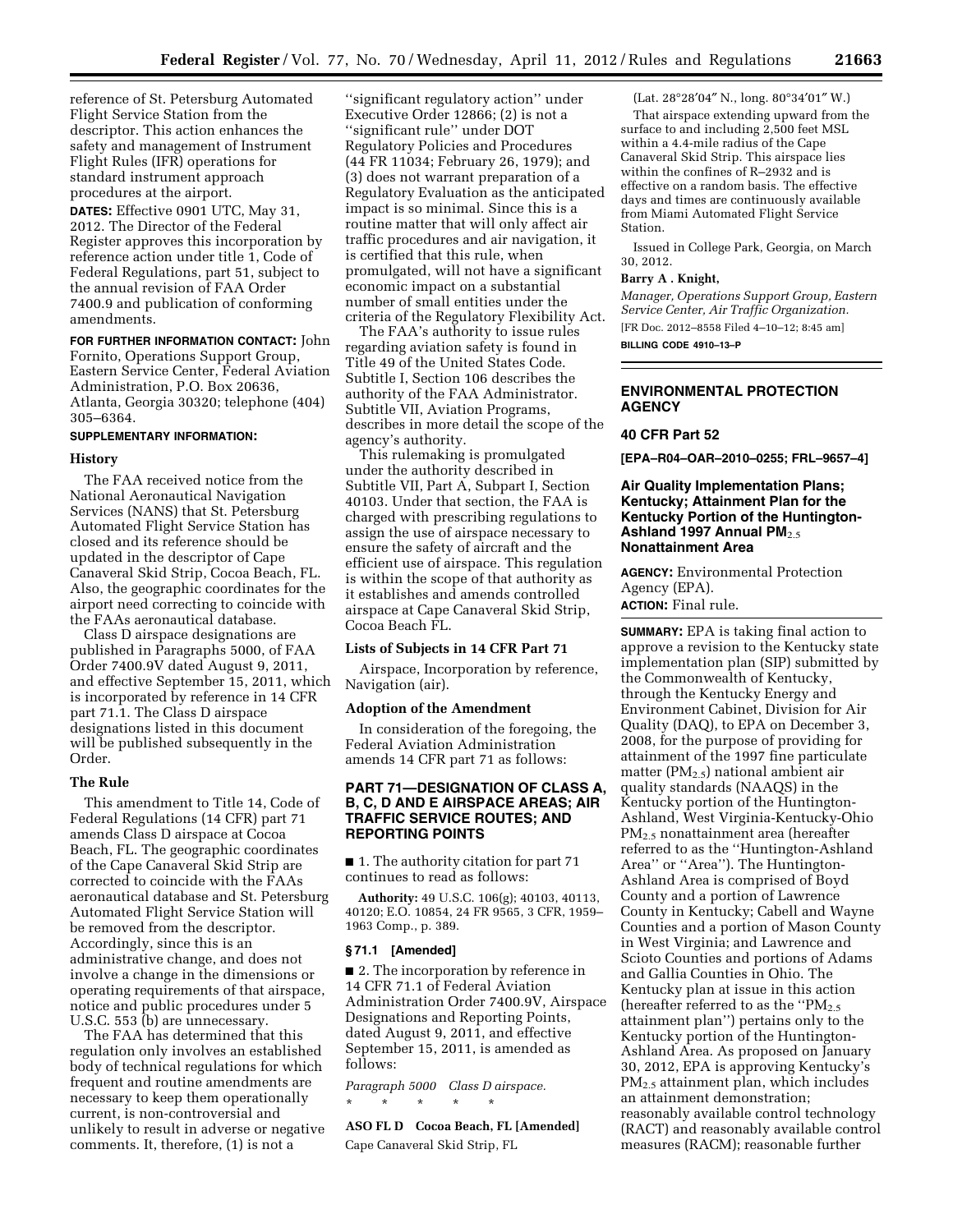reference of St. Petersburg Automated Flight Service Station from the descriptor. This action enhances the safety and management of Instrument Flight Rules (IFR) operations for standard instrument approach procedures at the airport.

**DATES:** Effective 0901 UTC, May 31, 2012. The Director of the Federal Register approves this incorporation by reference action under title 1, Code of Federal Regulations, part 51, subject to the annual revision of FAA Order 7400.9 and publication of conforming amendments.

**FOR FURTHER INFORMATION CONTACT:** John Fornito, Operations Support Group, Eastern Service Center, Federal Aviation Administration, P.O. Box 20636, Atlanta, Georgia 30320; telephone (404) 305–6364.

**SUPPLEMENTARY INFORMATION:**

**History**

The FAA received notice from the National Aeronautical Navigation Services (NANS) that St. Petersburg Automated Flight Service Station has closed and its reference should be updated in the descriptor of Cape Canaveral Skid Strip, Cocoa Beach, FL. Also, the geographic coordinates for the airport need correcting to coincide with the FAAs aeronautical database.

Class D airspace designations are published in Paragraphs 5000, of FAA Order 7400.9V dated August 9, 2011, and effective September 15, 2011, which is incorporated by reference in 14 CFR part 71.1. The Class D airspace designations listed in this document will be published subsequently in the Order.

**The Rule**

This amendment to Title 14, Code of Federal Regulations (14 CFR) part 71 amends Class D airspace at Cocoa Beach, FL. The geographic coordinates of the Cape Canaveral Skid Strip are corrected to coincide with the FAAs aeronautical database and St. Petersburg Automated Flight Service Station will be removed from the descriptor. Accordingly, since this is an administrative change, and does not involve a change in the dimensions or operating requirements of that airspace, notice and public procedures under 5 U.S.C. 553 (b) are unnecessary.

The FAA has determined that this regulation only involves an established body of technical regulations for which frequent and routine amendments are necessary to keep them operationally current, is non-controversial and unlikely to result in adverse or negative comments. It, therefore, (1) is not a ''significant regulatory action'' under Executive Order 12866; (2) is not a ''significant rule'' under DOT Regulatory Policies and Procedures (44 FR 11034; February 26, 1979); and (3) does not warrant preparation of a Regulatory Evaluation as the anticipated impact is so minimal. Since this is a routine matter that will only affect air traffic procedures and air navigation, it is certified that this rule, when promulgated, will not have a significant economic impact on a substantial number of small entities under the criteria of the Regulatory Flexibility Act.

The FAA's authority to issue rules regarding aviation safety is found in Title 49 of the United States Code. Subtitle I, Section 106 describes the authority of the FAA Administrator. Subtitle VII, Aviation Programs, describes in more detail the scope of the agency's authority.

This rulemaking is promulgated under the authority described in Subtitle VII, Part A, Subpart I, Section 40103. Under that section, the FAA is charged with prescribing regulations to assign the use of airspace necessary to ensure the safety of aircraft and the efficient use of airspace. This regulation is within the scope of that authority as it establishes and amends controlled airspace at Cape Canaveral Skid Strip, Cocoa Beach FL.

**Lists of Subjects in 14 CFR Part 71**

Airspace, Incorporation by reference, Navigation (air).

**Adoption of the Amendment**

In consideration of the foregoing, the Federal Aviation Administration amends 14 CFR part 71 as follows:

**PART 71—DESIGNATION OF CLASS A, B, C, D AND E AIRSPACE AREAS; AIR TRAFFIC SERVICE ROUTES; AND REPORTING POINTS**

■ 1. The authority citation for part 71 continues to read as follows:

**Authority:** 49 U.S.C. 106(g); 40103, 40113, 40120; E.O. 10854, 24 FR 9565, 3 CFR, 1959–1963 Comp., p. 389.

**§ 71.1 [Amended]**

■ 2. The incorporation by reference in 14 CFR 71.1 of Federal Aviation Administration Order 7400.9V, Airspace Designations and Reporting Points, dated August 9, 2011, and effective September 15, 2011, is amended as follows:

*Paragraph 5000 Class D airspace.*

\* \* \* \* \*

**ASO FL D Cocoa Beach, FL [Amended]**

Cape Canaveral Skid Strip, FL

(Lat. 28°28′04″ N., long. 80°34′01″ W.)

That airspace extending upward from the surface to and including 2,500 feet MSL within a 4.4-mile radius of the Cape Canaveral Skid Strip. This airspace lies within the confines of R–2932 and is effective on a random basis. The effective days and times are continuously available from Miami Automated Flight Service Station.

Issued in College Park, Georgia, on March 30, 2012.

**Barry A . Knight,**

*Manager, Operations Support Group, Eastern Service Center, Air Traffic Organization.*

[FR Doc. 2012–8558 Filed 4–10–12; 8:45 am]

**BILLING CODE 4910–13–P**

---

## ENVIRONMENTAL PROTECTION AGENCY

### 40 CFR Part 52

**[EPA–R04–OAR–2010–0255; FRL–9657–4]**

### Air Quality Implementation Plans; Kentucky; Attainment Plan for the Kentucky Portion of the Huntington-Ashland 1997 Annual $PM_{2.5}$ Nonattainment Area

**AGENCY:** Environmental Protection Agency (EPA).

**ACTION:** Final rule.

**SUMMARY:** EPA is taking final action to approve a revision to the Kentucky state implementation plan (SIP) submitted by the Commonwealth of Kentucky, through the Kentucky Energy and Environment Cabinet, Division for Air Quality (DAQ), to EPA on December 3, 2008, for the purpose of providing for attainment of the 1997 fine particulate matter ($PM_{2.5}$) national ambient air quality standards (NAAQS) in the Kentucky portion of the Huntington-Ashland, West Virginia-Kentucky-Ohio $PM_{2.5}$ nonattainment area (hereafter referred to as the ''Huntington-Ashland Area'' or ''Area''). The Huntington-Ashland Area is comprised of Boyd County and a portion of Lawrence County in Kentucky; Cabell and Wayne Counties and a portion of Mason County in West Virginia; and Lawrence and Scioto Counties and portions of Adams and Gallia Counties in Ohio. The Kentucky plan at issue in this action (hereafter referred to as the ''$PM_{2.5}$ attainment plan'') pertains only to the Kentucky portion of the Huntington-Ashland Area. As proposed on January 30, 2012, EPA is approving Kentucky's $PM_{2.5}$ attainment plan, which includes an attainment demonstration; reasonably available control technology (RACT) and reasonably available control measures (RACM); reasonable further